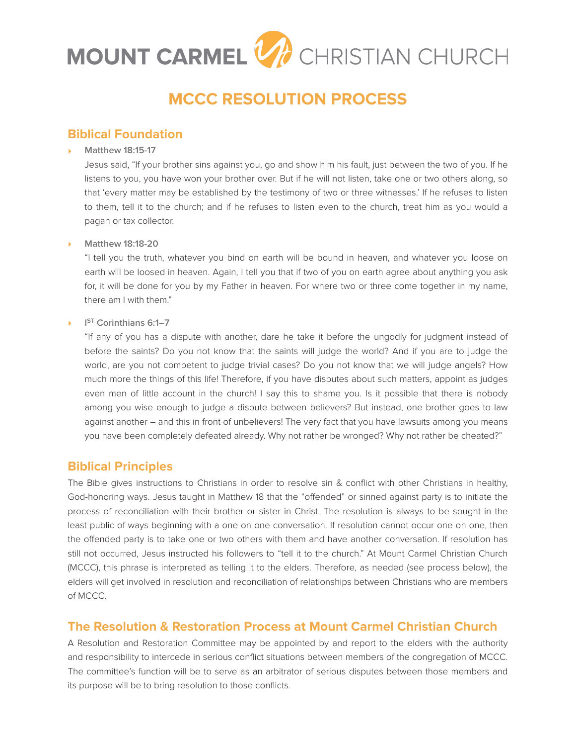# MOUNT CARMEL CHRISTIAN CHURCH

# MCCC RESOLUTION PROCESS

## Biblical Foundation

- **Matthew 18:15-17**

  Jesus said, “If your brother sins against you, go and show him his fault, just between the two of you. If he listens to you, you have won your brother over. But if he will not listen, take one or two others along, so that ‘every matter may be established by the testimony of two or three witnesses.’ If he refuses to listen to them, tell it to the church; and if he refuses to listen even to the church, treat him as you would a pagan or tax collector.

- **Matthew 18:18-20**

  “I tell you the truth, whatever you bind on earth will be bound in heaven, and whatever you loose on earth will be loosed in heaven. Again, I tell you that if two of you on earth agree about anything you ask for, it will be done for you by my Father in heaven. For where two or three come together in my name, there am I with them.”

- **I[ST] Corinthians 6:1–7**

  “If any of you has a dispute with another, dare he take it before the ungodly for judgment instead of before the saints? Do you not know that the saints will judge the world? And if you are to judge the world, are you not competent to judge trivial cases? Do you not know that we will judge angels? How much more the things of this life! Therefore, if you have disputes about such matters, appoint as judges even men of little account in the church! I say this to shame you. Is it possible that there is nobody among you wise enough to judge a dispute between believers? But instead, one brother goes to law against another – and this in front of unbelievers! The very fact that you have lawsuits among you means you have been completely defeated already. Why not rather be wronged? Why not rather be cheated?”

## Biblical Principles

The Bible gives instructions to Christians in order to resolve sin & conflict with other Christians in healthy, God-honoring ways. Jesus taught in Matthew 18 that the “offended” or sinned against party is to initiate the process of reconciliation with their brother or sister in Christ. The resolution is always to be sought in the least public of ways beginning with a one on one conversation. If resolution cannot occur one on one, then the offended party is to take one or two others with them and have another conversation. If resolution has still not occurred, Jesus instructed his followers to “tell it to the church.” At Mount Carmel Christian Church (MCCC), this phrase is interpreted as telling it to the elders. Therefore, as needed (see process below), the elders will get involved in resolution and reconciliation of relationships between Christians who are members of MCCC.

## The Resolution & Restoration Process at Mount Carmel Christian Church

A Resolution and Restoration Committee may be appointed by and report to the elders with the authority and responsibility to intercede in serious conflict situations between members of the congregation of MCCC. The committee’s function will be to serve as an arbitrator of serious disputes between those members and its purpose will be to bring resolution to those conflicts.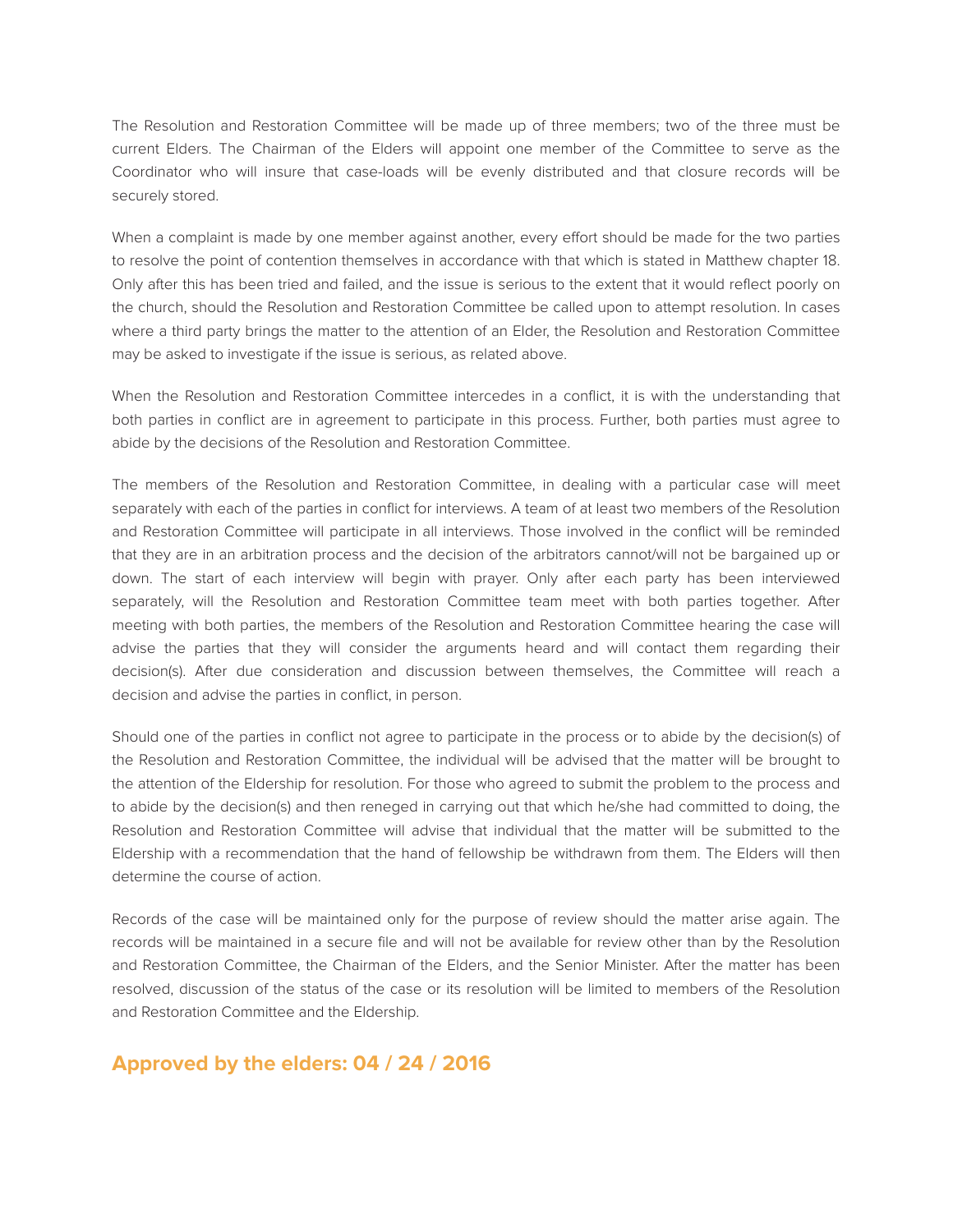The Resolution and Restoration Committee will be made up of three members; two of the three must be current Elders. The Chairman of the Elders will appoint one member of the Committee to serve as the Coordinator who will insure that case-loads will be evenly distributed and that closure records will be securely stored.

When a complaint is made by one member against another, every effort should be made for the two parties to resolve the point of contention themselves in accordance with that which is stated in Matthew chapter 18. Only after this has been tried and failed, and the issue is serious to the extent that it would reflect poorly on the church, should the Resolution and Restoration Committee be called upon to attempt resolution. In cases where a third party brings the matter to the attention of an Elder, the Resolution and Restoration Committee may be asked to investigate if the issue is serious, as related above.

When the Resolution and Restoration Committee intercedes in a conflict, it is with the understanding that both parties in conflict are in agreement to participate in this process. Further, both parties must agree to abide by the decisions of the Resolution and Restoration Committee.

The members of the Resolution and Restoration Committee, in dealing with a particular case will meet separately with each of the parties in conflict for interviews. A team of at least two members of the Resolution and Restoration Committee will participate in all interviews. Those involved in the conflict will be reminded that they are in an arbitration process and the decision of the arbitrators cannot/will not be bargained up or down. The start of each interview will begin with prayer. Only after each party has been interviewed separately, will the Resolution and Restoration Committee team meet with both parties together. After meeting with both parties, the members of the Resolution and Restoration Committee hearing the case will advise the parties that they will consider the arguments heard and will contact them regarding their decision(s). After due consideration and discussion between themselves, the Committee will reach a decision and advise the parties in conflict, in person.

Should one of the parties in conflict not agree to participate in the process or to abide by the decision(s) of the Resolution and Restoration Committee, the individual will be advised that the matter will be brought to the attention of the Eldership for resolution. For those who agreed to submit the problem to the process and to abide by the decision(s) and then reneged in carrying out that which he/she had committed to doing, the Resolution and Restoration Committee will advise that individual that the matter will be submitted to the Eldership with a recommendation that the hand of fellowship be withdrawn from them. The Elders will then determine the course of action.

Records of the case will be maintained only for the purpose of review should the matter arise again. The records will be maintained in a secure file and will not be available for review other than by the Resolution and Restoration Committee, the Chairman of the Elders, and the Senior Minister. After the matter has been resolved, discussion of the status of the case or its resolution will be limited to members of the Resolution and Restoration Committee and the Eldership.

## Approved by the elders: 04 / 24 / 2016